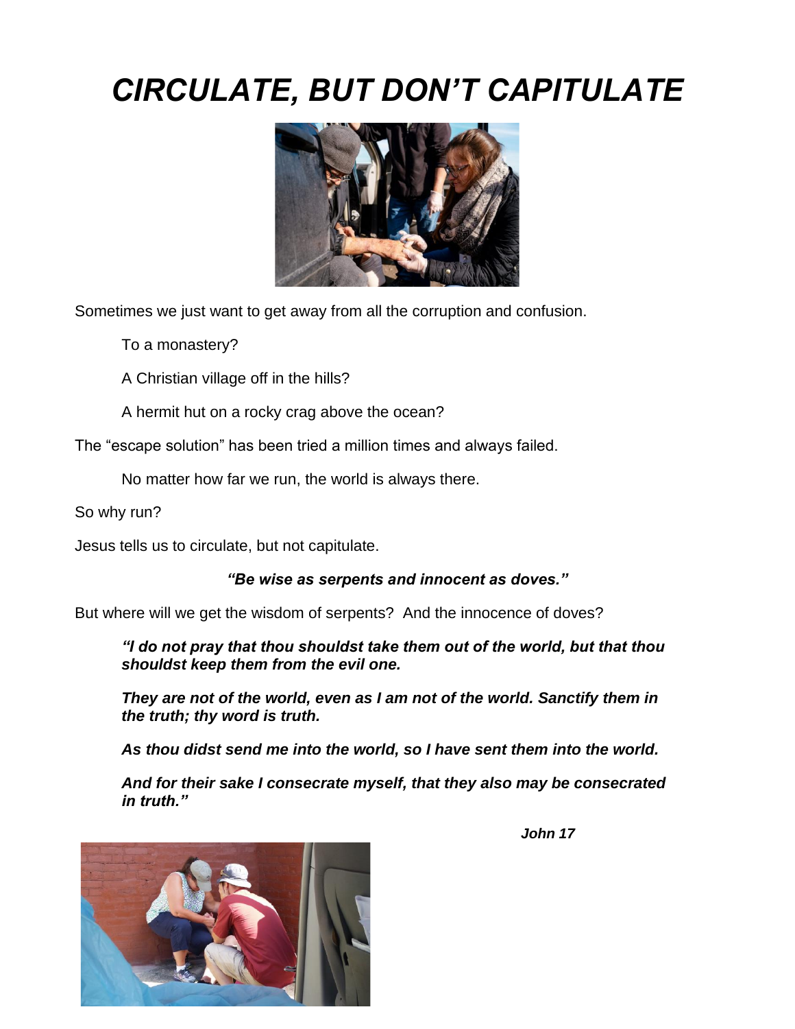# *CIRCULATE, BUT DON'T CAPITULATE*

Sometimes we just want to get away from all the corruption and confusion.

To a monastery?

A Christian village off in the hills?

A hermit hut on a rocky crag above the ocean?

The "escape solution" has been tried a million times and always failed.

No matter how far we run, the world is always there.

So why run?

Jesus tells us to circulate, but not capitulate.

***"Be wise as serpents and innocent as doves."***

But where will we get the wisdom of serpents? And the innocence of doves?

> ***"I do not pray that thou shouldst take them out of the world, but that thou shouldst keep them from the evil one.***
>
> ***They are not of the world, even as I am not of the world. Sanctify them in the truth; thy word is truth.***
>
> ***As thou didst send me into the world, so I have sent them into the world.***
>
> ***And for their sake I consecrate myself, that they also may be consecrated in truth."***

***John 17***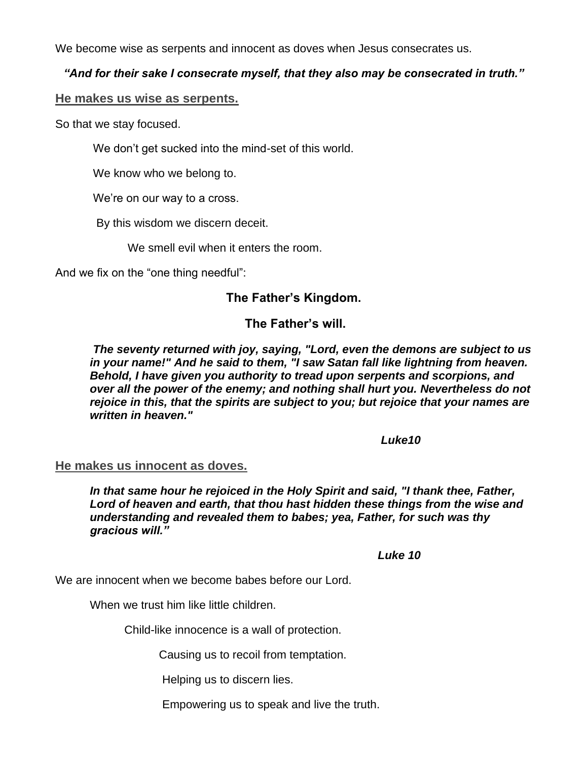We become wise as serpents and innocent as doves when Jesus consecrates us.

***"And for their sake I consecrate myself, that they also may be consecrated in truth."***

**He makes us wise as serpents.**

So that we stay focused.

We don't get sucked into the mind-set of this world.

We know who we belong to.

We're on our way to a cross.

By this wisdom we discern deceit.

We smell evil when it enters the room.

And we fix on the "one thing needful":

**The Father's Kingdom.**

**The Father's will.**

> ***The seventy returned with joy, saying, "Lord, even the demons are subject to us in your name!" And he said to them, "I saw Satan fall like lightning from heaven. Behold, I have given you authority to tread upon serpents and scorpions, and over all the power of the enemy; and nothing shall hurt you. Nevertheless do not rejoice in this, that the spirits are subject to you; but rejoice that your names are written in heaven."***
>
> ***Luke10***

**He makes us innocent as doves.**

> ***In that same hour he rejoiced in the Holy Spirit and said, "I thank thee, Father, Lord of heaven and earth, that thou hast hidden these things from the wise and understanding and revealed them to babes; yea, Father, for such was thy gracious will."***
>
> ***Luke 10***

We are innocent when we become babes before our Lord.

When we trust him like little children.

Child-like innocence is a wall of protection.

Causing us to recoil from temptation.

Helping us to discern lies.

Empowering us to speak and live the truth.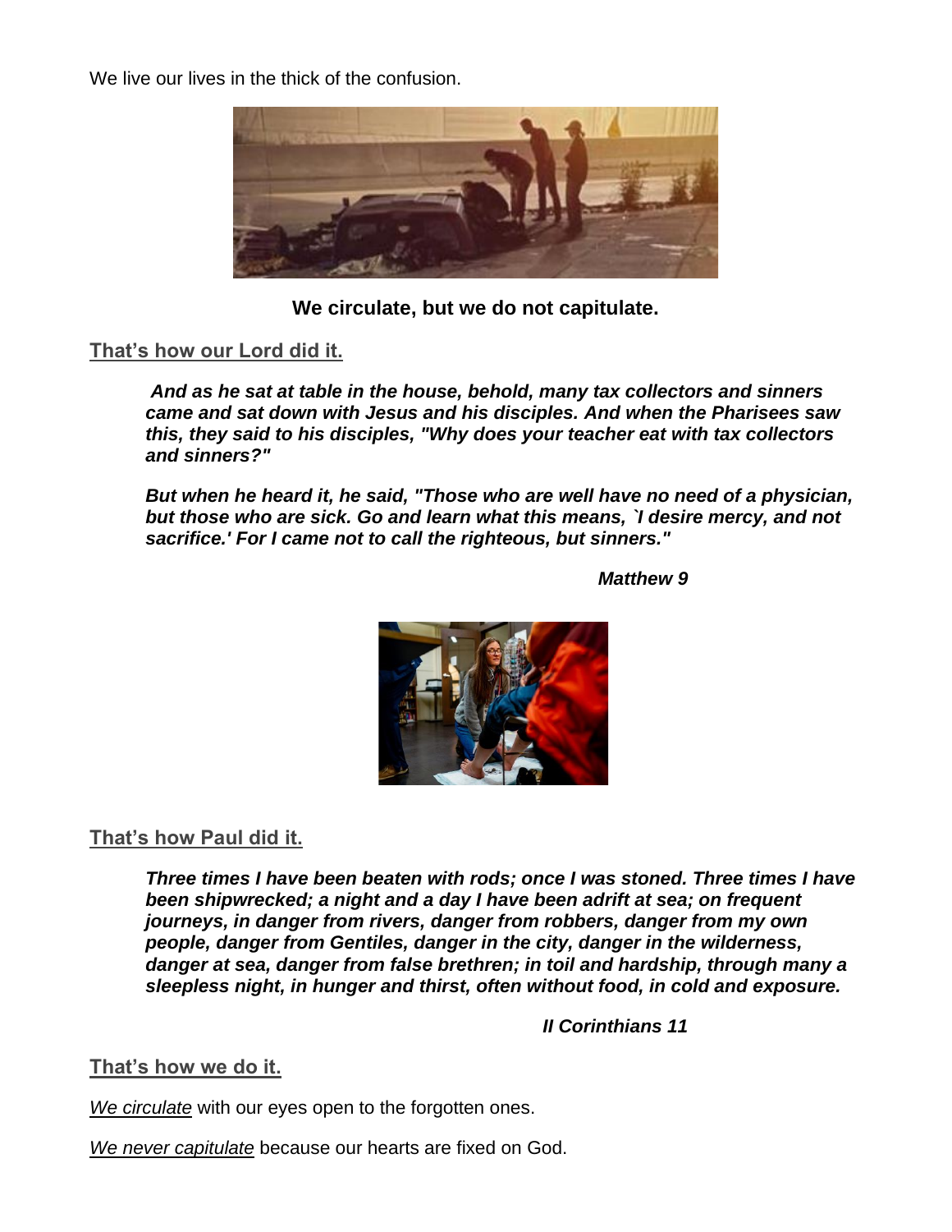We live our lives in the thick of the confusion.

**We circulate, but we do not capitulate.**

## That's how our Lord did it.

> ***And as he sat at table in the house, behold, many tax collectors and sinners came and sat down with Jesus and his disciples. And when the Pharisees saw this, they said to his disciples, "Why does your teacher eat with tax collectors and sinners?"***
>
> ***But when he heard it, he said, "Those who are well have no need of a physician, but those who are sick. Go and learn what this means, `I desire mercy, and not sacrifice.' For I came not to call the righteous, but sinners."***
>
> ***Matthew 9***

## That's how Paul did it.

> ***Three times I have been beaten with rods; once I was stoned. Three times I have been shipwrecked; a night and a day I have been adrift at sea; on frequent journeys, in danger from rivers, danger from robbers, danger from my own people, danger from Gentiles, danger in the city, danger in the wilderness, danger at sea, danger from false brethren; in toil and hardship, through many a sleepless night, in hunger and thirst, often without food, in cold and exposure.***
>
> ***II Corinthians 11***

## That's how we do it.

*We circulate* with our eyes open to the forgotten ones.

*We never capitulate* because our hearts are fixed on God.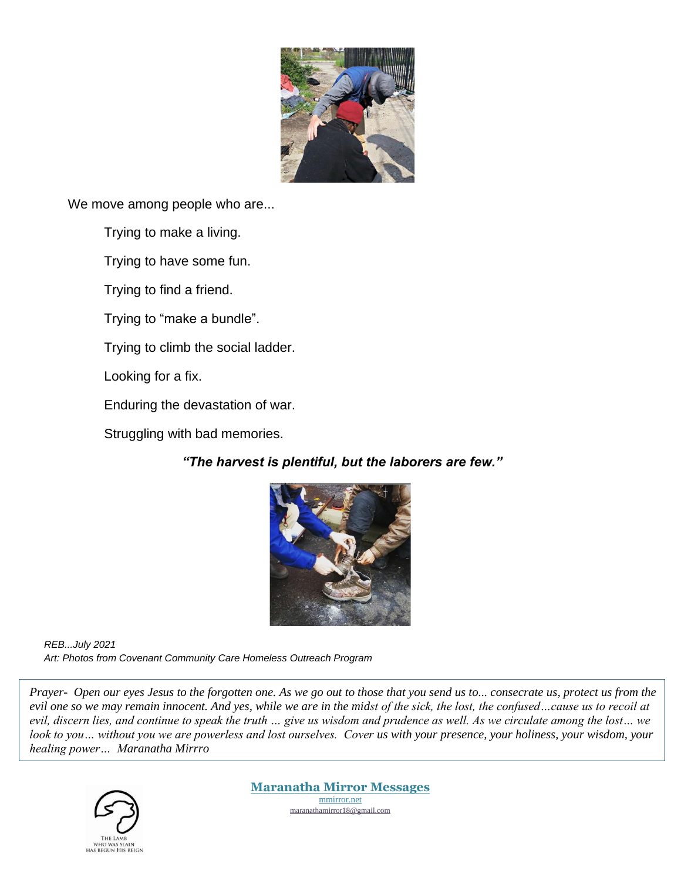We move among people who are...

Trying to make a living.

Trying to have some fun.

Trying to find a friend.

Trying to "make a bundle".

Trying to climb the social ladder.

Looking for a fix.

Enduring the devastation of war.

Struggling with bad memories.

***"The harvest is plentiful, but the laborers are few."***

*REB...July 2021*
*Art: Photos from Covenant Community Care Homeless Outreach Program*

*Prayer- Open our eyes Jesus to the forgotten one. As we go out to those that you send us to... consecrate us, protect us from the evil one so we may remain innocent. And yes, while we are in the midst of the sick, the lost, the confused…cause us to recoil at evil, discern lies, and continue to speak the truth … give us wisdom and prudence as well. As we circulate among the lost… we look to you… without you we are powerless and lost ourselves. Cover us with your presence, your holiness, your wisdom, your healing power… Maranatha Mirrro*

THE LAMB WHO WAS SLAIN HAS BEGUN HIS REIGN

**Maranatha Mirror Messages**
mmirror.net
maranathamirror18@gmail.com